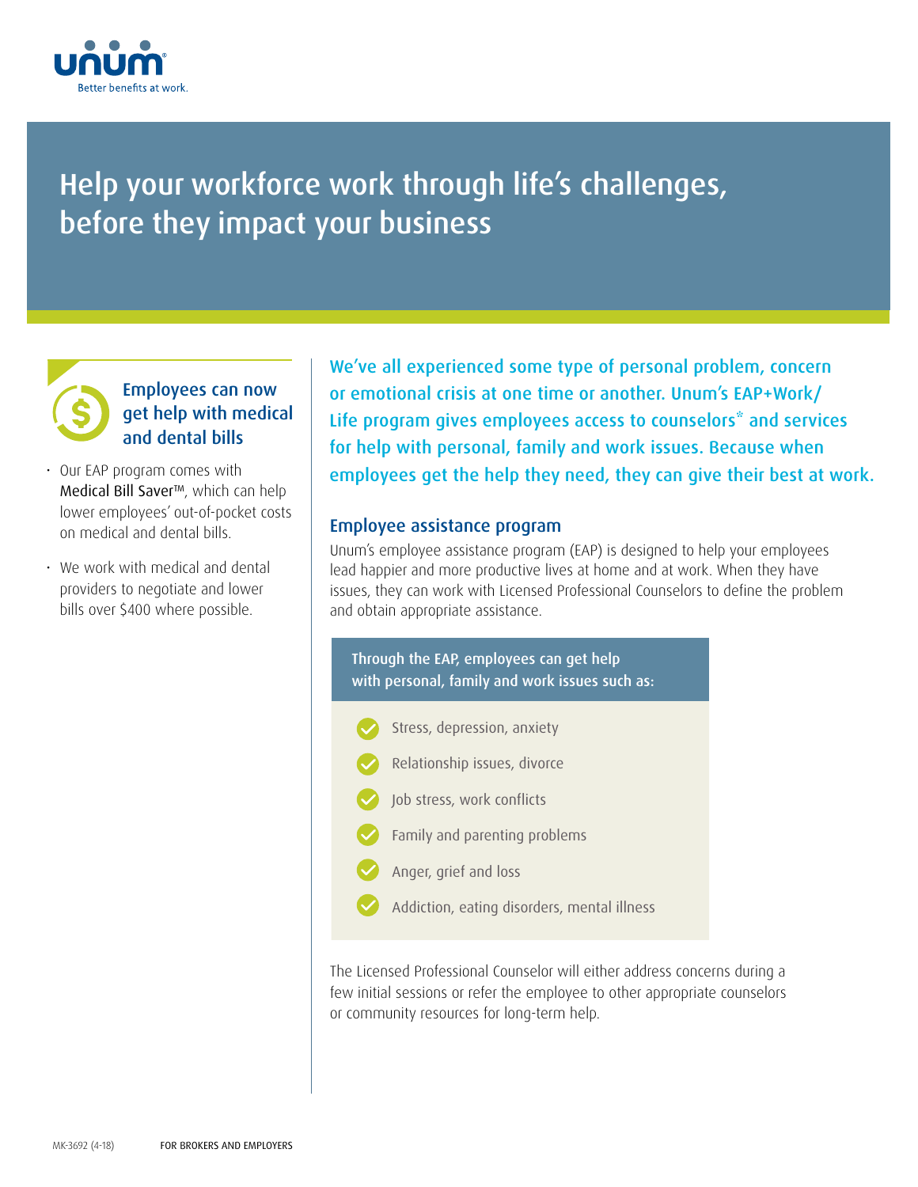Better benefits at work.

# Help your workforce work through life's challenges, before they impact your business

## Employees can now get help with medical and dental bills

- Our EAP program comes with Medical Bill Saver™, which can help lower employees' out-of-pocket costs on medical and dental bills.
- We work with medical and dental providers to negotiate and lower bills over $400 where possible.

**We've all experienced some type of personal problem, concern or emotional crisis at one time or another. Unum's EAP+Work/Life program gives employees access to counselors* and services for help with personal, family and work issues. Because when employees get the help they need, they can give their best at work.**

## Employee assistance program

Unum's employee assistance program (EAP) is designed to help your employees lead happier and more productive lives at home and at work. When they have issues, they can work with Licensed Professional Counselors to define the problem and obtain appropriate assistance.

**Through the EAP, employees can get help with personal, family and work issues such as:**

- Stress, depression, anxiety
- Relationship issues, divorce
- Job stress, work conflicts
- Family and parenting problems
- Anger, grief and loss
- Addiction, eating disorders, mental illness

The Licensed Professional Counselor will either address concerns during a few initial sessions or refer the employee to other appropriate counselors or community resources for long-term help.

MK-3692 (4-18) FOR BROKERS AND EMPLOYERS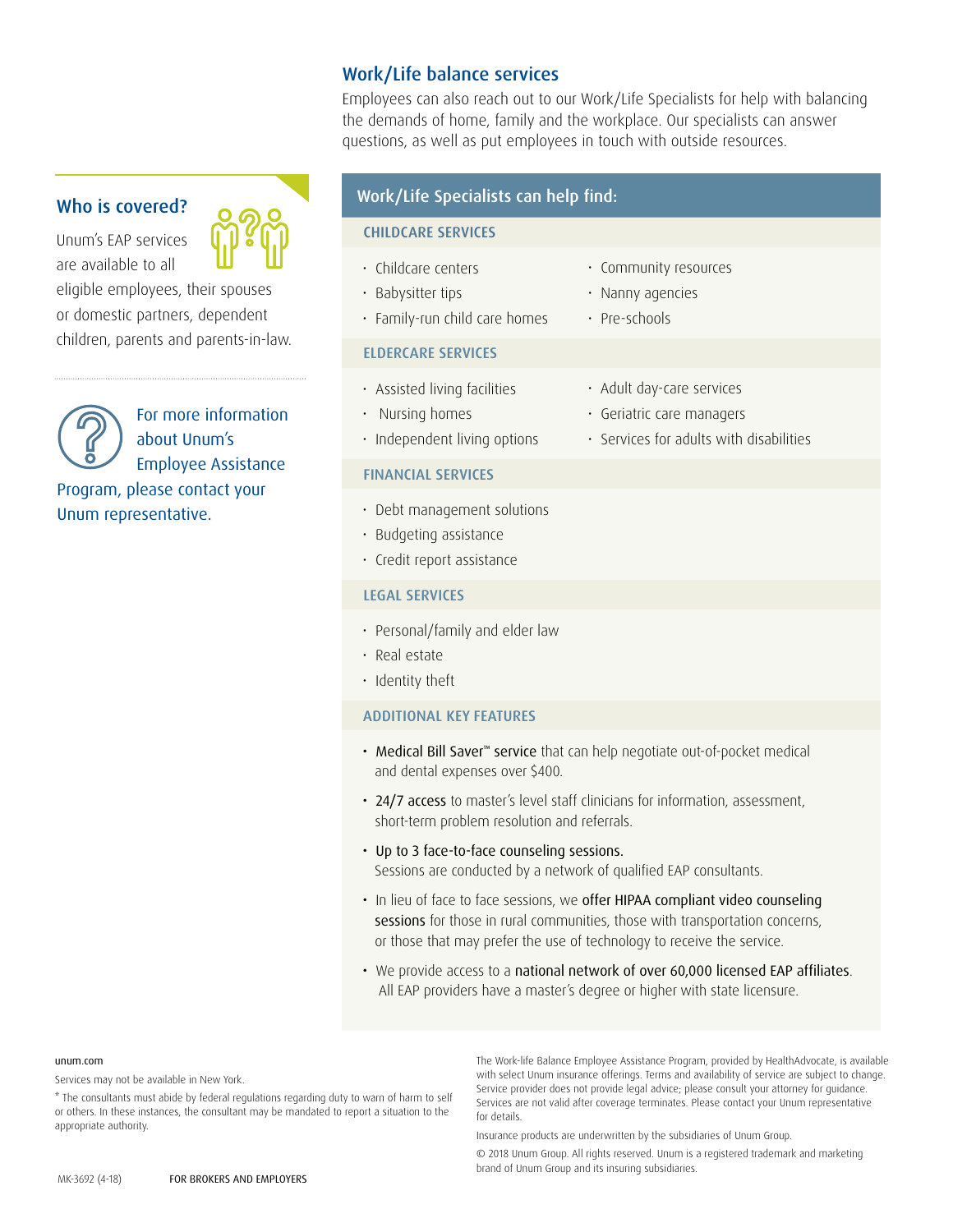## Work/Life balance services

Employees can also reach out to our Work/Life Specialists for help with balancing the demands of home, family and the workplace. Our specialists can answer questions, as well as put employees in touch with outside resources.

### Who is covered?

Unum's EAP services are available to all eligible employees, their spouses or domestic partners, dependent children, parents and parents-in-law.

For more information about Unum's Employee Assistance Program, please contact your Unum representative.

### Work/Life Specialists can help find:

**CHILDCARE SERVICES**

- Childcare centers
- Babysitter tips
- Family-run child care homes
- Community resources
- Nanny agencies
- Pre-schools

**ELDERCARE SERVICES**

- Assisted living facilities
- Nursing homes
- Independent living options
- Adult day-care services
- Geriatric care managers
- Services for adults with disabilities

**FINANCIAL SERVICES**

- Debt management solutions
- Budgeting assistance
- Credit report assistance

**LEGAL SERVICES**

- Personal/family and elder law
- Real estate
- Identity theft

**ADDITIONAL KEY FEATURES**

- Medical Bill Saver™ service that can help negotiate out-of-pocket medical and dental expenses over $400.
- 24/7 access to master's level staff clinicians for information, assessment, short-term problem resolution and referrals.
- Up to 3 face-to-face counseling sessions. Sessions are conducted by a network of qualified EAP consultants.
- In lieu of face to face sessions, we offer HIPAA compliant video counseling sessions for those in rural communities, those with transportation concerns, or those that may prefer the use of technology to receive the service.
- We provide access to a national network of over 60,000 licensed EAP affiliates. All EAP providers have a master's degree or higher with state licensure.

unum.com

Services may not be available in New York.

* The consultants must abide by federal regulations regarding duty to warn of harm to self or others. In these instances, the consultant may be mandated to report a situation to the appropriate authority.

The Work-life Balance Employee Assistance Program, provided by HealthAdvocate, is available with select Unum insurance offerings. Terms and availability of service are subject to change. Service provider does not provide legal advice; please consult your attorney for guidance. Services are not valid after coverage terminates. Please contact your Unum representative for details.

Insurance products are underwritten by the subsidiaries of Unum Group.

© 2018 Unum Group. All rights reserved. Unum is a registered trademark and marketing brand of Unum Group and its insuring subsidiaries.

MK-3692 (4-18) FOR BROKERS AND EMPLOYERS